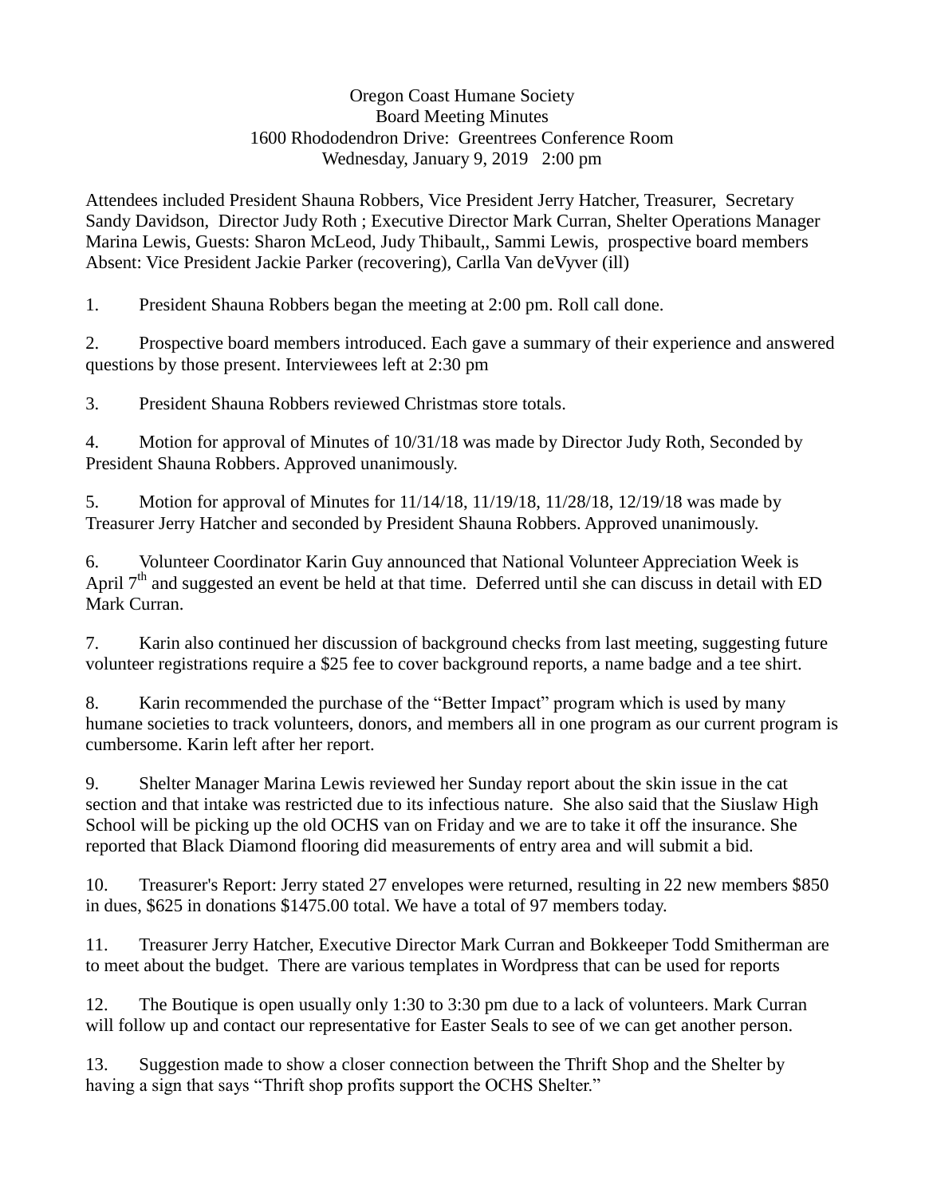Oregon Coast Humane Society
Board Meeting Minutes
1600 Rhododendron Drive: Greentrees Conference Room
Wednesday, January 9, 2019 2:00 pm

Attendees included President Shauna Robbers, Vice President Jerry Hatcher, Treasurer, Secretary Sandy Davidson, Director Judy Roth ; Executive Director Mark Curran, Shelter Operations Manager Marina Lewis, Guests: Sharon McLeod, Judy Thibault,, Sammi Lewis, prospective board members
Absent: Vice President Jackie Parker (recovering), Carlla Van deVyver (ill)

1. President Shauna Robbers began the meeting at 2:00 pm. Roll call done.

2. Prospective board members introduced. Each gave a summary of their experience and answered questions by those present. Interviewees left at 2:30 pm

3. President Shauna Robbers reviewed Christmas store totals.

4. Motion for approval of Minutes of 10/31/18 was made by Director Judy Roth, Seconded by President Shauna Robbers. Approved unanimously.

5. Motion for approval of Minutes for 11/14/18, 11/19/18, 11/28/18, 12/19/18 was made by Treasurer Jerry Hatcher and seconded by President Shauna Robbers. Approved unanimously.

6. Volunteer Coordinator Karin Guy announced that National Volunteer Appreciation Week is April 7th and suggested an event be held at that time. Deferred until she can discuss in detail with ED Mark Curran.

7. Karin also continued her discussion of background checks from last meeting, suggesting future volunteer registrations require a $25 fee to cover background reports, a name badge and a tee shirt.

8. Karin recommended the purchase of the "Better Impact" program which is used by many humane societies to track volunteers, donors, and members all in one program as our current program is cumbersome. Karin left after her report.

9. Shelter Manager Marina Lewis reviewed her Sunday report about the skin issue in the cat section and that intake was restricted due to its infectious nature. She also said that the Siuslaw High School will be picking up the old OCHS van on Friday and we are to take it off the insurance. She reported that Black Diamond flooring did measurements of entry area and will submit a bid.

10. Treasurer's Report: Jerry stated 27 envelopes were returned, resulting in 22 new members $850 in dues, $625 in donations $1475.00 total. We have a total of 97 members today.

11. Treasurer Jerry Hatcher, Executive Director Mark Curran and Bokkeeper Todd Smitherman are to meet about the budget. There are various templates in Wordpress that can be used for reports

12. The Boutique is open usually only 1:30 to 3:30 pm due to a lack of volunteers. Mark Curran will follow up and contact our representative for Easter Seals to see of we can get another person.

13. Suggestion made to show a closer connection between the Thrift Shop and the Shelter by having a sign that says "Thrift shop profits support the OCHS Shelter."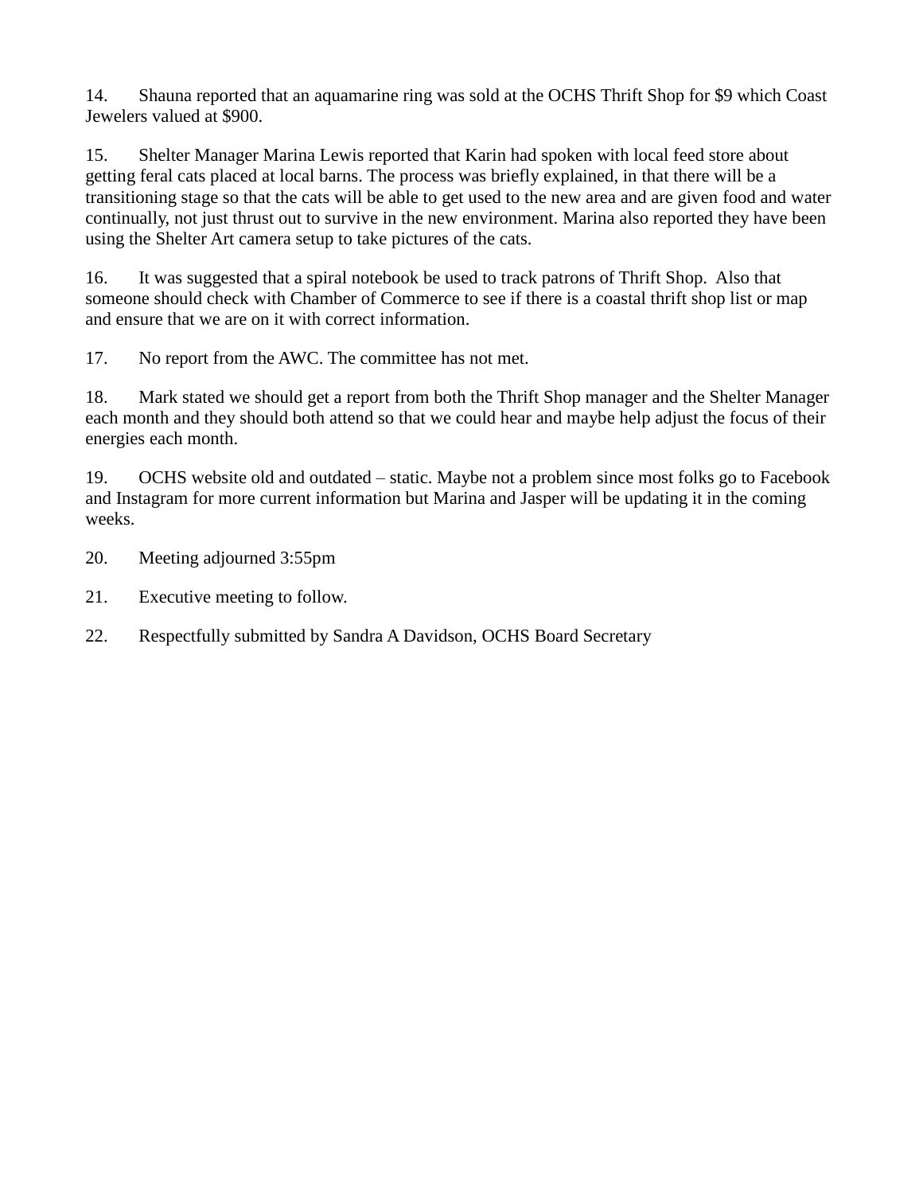14. Shauna reported that an aquamarine ring was sold at the OCHS Thrift Shop for $9 which Coast Jewelers valued at $900.

15. Shelter Manager Marina Lewis reported that Karin had spoken with local feed store about getting feral cats placed at local barns. The process was briefly explained, in that there will be a transitioning stage so that the cats will be able to get used to the new area and are given food and water continually, not just thrust out to survive in the new environment. Marina also reported they have been using the Shelter Art camera setup to take pictures of the cats.

16. It was suggested that a spiral notebook be used to track patrons of Thrift Shop. Also that someone should check with Chamber of Commerce to see if there is a coastal thrift shop list or map and ensure that we are on it with correct information.

17. No report from the AWC. The committee has not met.

18. Mark stated we should get a report from both the Thrift Shop manager and the Shelter Manager each month and they should both attend so that we could hear and maybe help adjust the focus of their energies each month.

19. OCHS website old and outdated – static. Maybe not a problem since most folks go to Facebook and Instagram for more current information but Marina and Jasper will be updating it in the coming weeks.

20. Meeting adjourned 3:55pm

21. Executive meeting to follow.

22. Respectfully submitted by Sandra A Davidson, OCHS Board Secretary